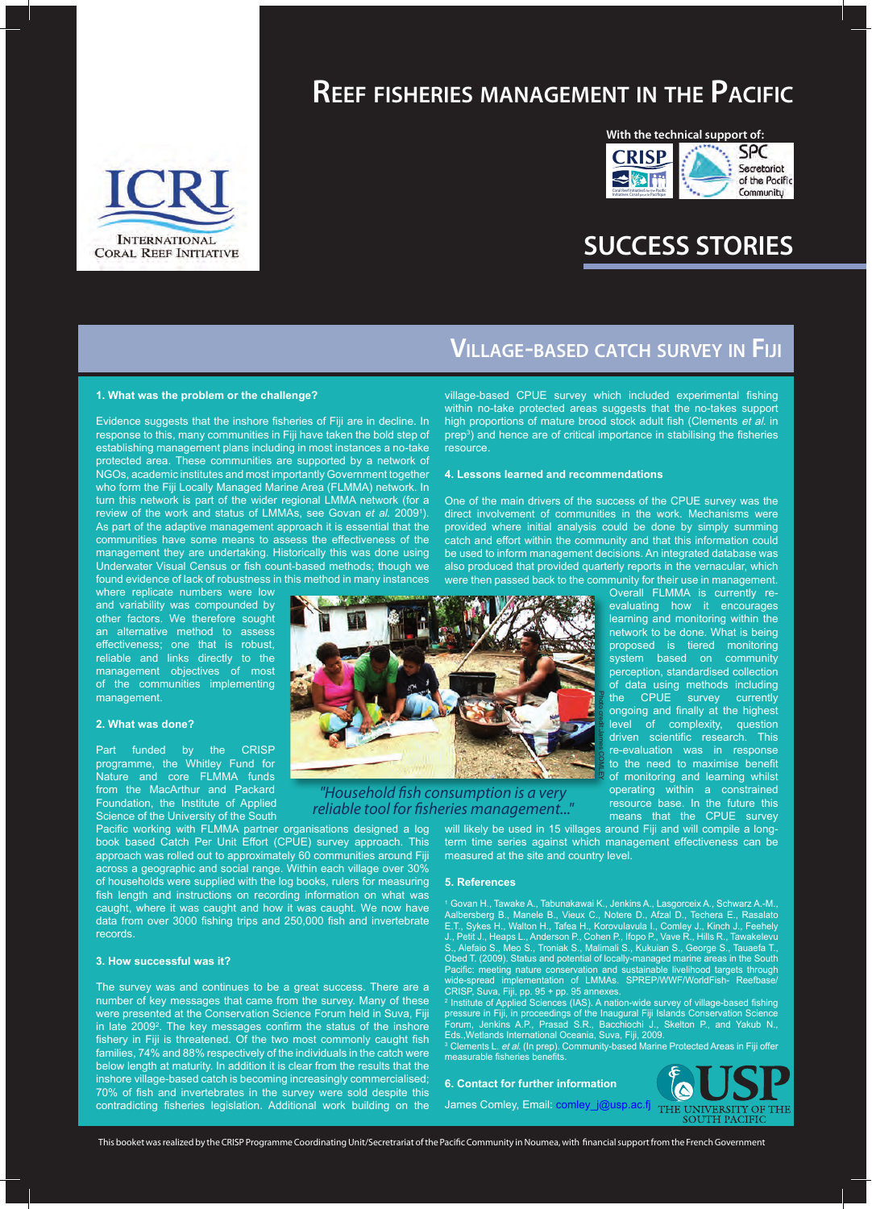# Reef fisheries management in the Pacific

With the technical support of: CRISP, SPC Secretariat of the Pacific Community

ICRI International Coral Reef Initiative

## SUCCESS STORIES

## Village-based catch survey in Fiji

### 1. What was the problem or the challenge?

Evidence suggests that the inshore fisheries of Fiji are in decline. In response to this, many communities in Fiji have taken the bold step of establishing management plans including in most instances a no-take protected area. These communities are supported by a network of NGOs, academic institutes and most importantly Government together who form the Fiji Locally Managed Marine Area (FLMMA) network. In turn this network is part of the wider regional LMMA network (for a review of the work and status of LMMAs, see Govan *et al.* 2009[1]). As part of the adaptive management approach it is essential that the communities have some means to assess the effectiveness of the management they are undertaking. Historically this was done using Underwater Visual Census or fish count-based methods; though we found evidence of lack of robustness in this method in many instances where replicate numbers were low and variability was compounded by other factors. We therefore sought an alternative method to assess effectiveness; one that is robust, reliable and links directly to the management objectives of most of the communities implementing management.

### 2. What was done?

Part funded by the CRISP programme, the Whitley Fund for Nature and core FLMMA funds from the MacArthur and Packard Foundation, the Institute of Applied Science of the University of the South Pacific working with FLMMA partner organisations designed a log book based Catch Per Unit Effort (CPUE) survey approach. This approach was rolled out to approximately 60 communities around Fiji across a geographic and social range. Within each village over 30% of households were supplied with the log books, rulers for measuring fish length and instructions on recording information on what was caught, where it was caught and how it was caught. We now have data from over 3000 fishing trips and 250,000 fish and invertebrate records.

*"Household fish consumption is a very reliable tool for fisheries management..."*

Photo credit: James COMLEY

### 3. How successful was it?

The survey was and continues to be a great success. There are a number of key messages that came from the survey. Many of these were presented at the Conservation Science Forum held in Suva, Fiji in late 2009[2]. The key messages confirm the status of the inshore fishery in Fiji is threatened. Of the two most commonly caught fish families, 74% and 88% respectively of the individuals in the catch were below length at maturity. In addition it is clear from the results that the inshore village-based catch is becoming increasingly commercialised; 70% of fish and invertebrates in the survey were sold despite this contradicting fisheries legislation. Additional work building on the village-based CPUE survey which included experimental fishing within no-take protected areas suggests that the no-takes support high proportions of mature brood stock adult fish (Clements *et al.* in prep[3]) and hence are of critical importance in stabilising the fisheries resource.

### 4. Lessons learned and recommendations

One of the main drivers of the success of the CPUE survey was the direct involvement of communities in the work. Mechanisms were provided where initial analysis could be done by simply summing catch and effort within the community and that this information could be used to inform management decisions. An integrated database was also produced that provided quarterly reports in the vernacular, which were then passed back to the community for their use in management. Overall FLMMA is currently re-evaluating how it encourages learning and monitoring within the network to be done. What is being proposed is tiered monitoring system based on community perception, standardised collection of data using methods including the CPUE survey currently ongoing and finally at the highest level of complexity, question driven scientific research. This re-evaluation was in response to the need to maximise benefit of monitoring and learning whilst operating within a constrained resource base. In the future this means that the CPUE survey will likely be used in 15 villages around Fiji and will compile a long-term time series against which management effectiveness can be measured at the site and country level.

### 5. References

[1] Govan H., Tawake A., Tabunakawai K., Jenkins A., Lasgorceix A., Schwarz A.-M., Aalbersberg B., Manele B., Vieux C., Notere D., Afzal D., Techera E., Rasalato E.T., Sykes H., Walton H., Tafea H., Korovulavula I., Comley J., Kinch J., Feehely J., Petit J., Heaps L., Anderson P., Cohen P., Ifopo P., Vave R., Hills R., Tawakelevu S., Alefaio S., Meo S., Troniak S., Malimali S., Kukuian S., George S., Tauaefa T., Obed T. (2009). Status and potential of locally-managed marine areas in the South Pacific: meeting nature conservation and sustainable livelihood targets through wide-spread implementation of LMMAs. SPREP/WWF/WorldFish- Reefbase/ CRISP, Suva, Fiji, pp. 95 + pp. 95 annexes.

[2] Institute of Applied Sciences (IAS). A nation-wide survey of village-based fishing pressure in Fiji, in proceedings of the Inaugural Fiji Islands Conservation Science Forum, Jenkins A.P., Prasad S.R., Bacchiochi J., Skelton P., and Yakub N., Eds.,Wetlands International Oceania, Suva, Fiji, 2009.

[3] Clements L. *et al.* (In prep). Community-based Marine Protected Areas in Fiji offer measurable fisheries benefits.

### 6. Contact for further information

James Comley, Email: comley_j@usp.ac.fj

USP The University of the South Pacific

This booket was realized by the CRISP Programme Coordinating Unit/Secretariat of the Pacific Community in Noumea, with financial support from the French Government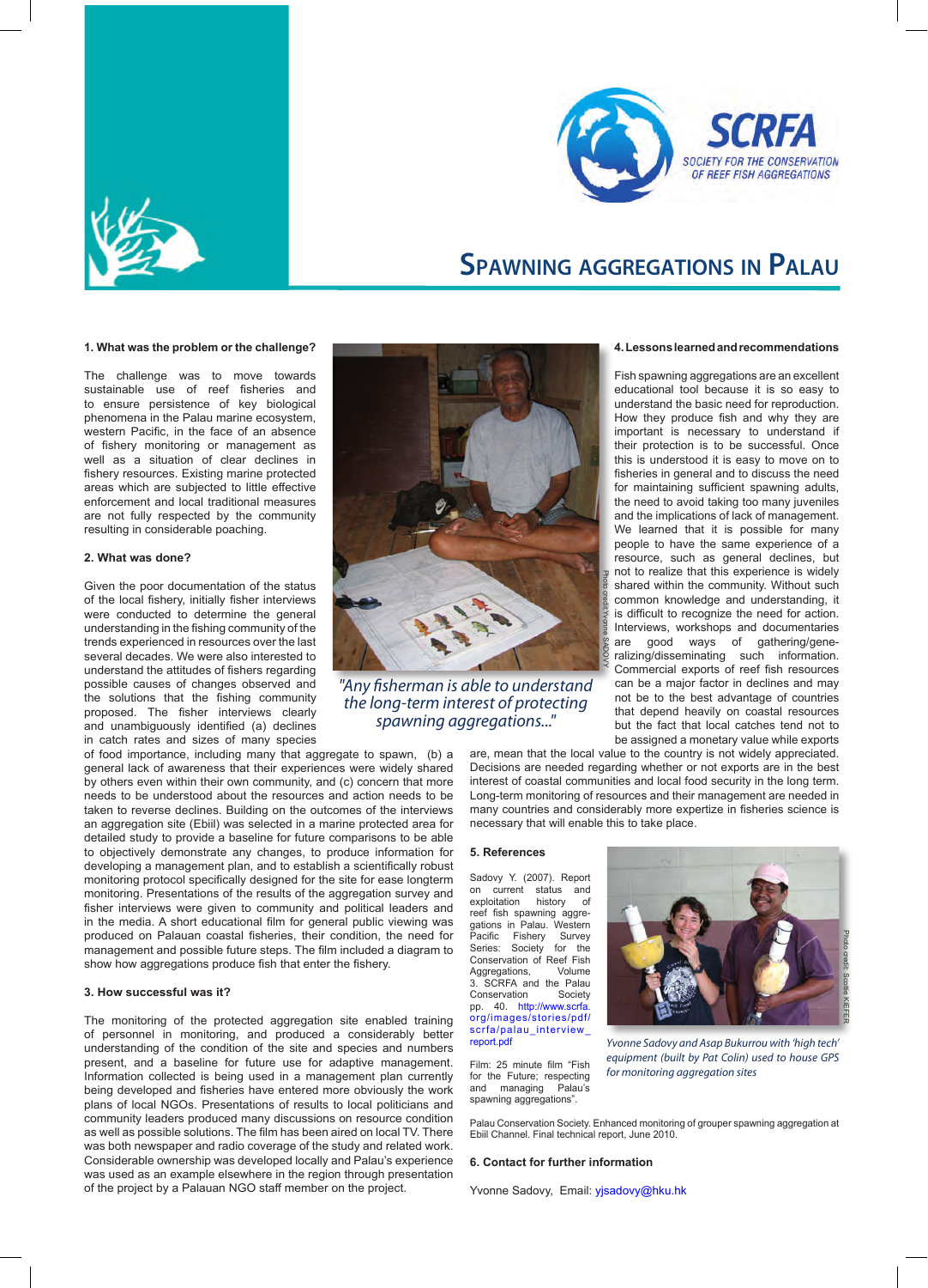SCRFA

SOCIETY FOR THE CONSERVATION OF REEF FISH AGGREGATIONS

# Spawning aggregations in Palau

## 1. What was the problem or the challenge?

The challenge was to move towards sustainable use of reef fisheries and to ensure persistence of key biological phenomena in the Palau marine ecosystem, western Pacific, in the face of an absence of fishery monitoring or management as well as a situation of clear declines in fishery resources. Existing marine protected areas which are subjected to little effective enforcement and local traditional measures are not fully respected by the community resulting in considerable poaching.

## 2. What was done?

Given the poor documentation of the status of the local fishery, initially fisher interviews were conducted to determine the general understanding in the fishing community of the trends experienced in resources over the last several decades. We were also interested to understand the attitudes of fishers regarding possible causes of changes observed and the solutions that the fishing community proposed. The fisher interviews clearly and unambiguously identified (a) declines in catch rates and sizes of many species of food importance, including many that aggregate to spawn, (b) a general lack of awareness that their experiences were widely shared by others even within their own community, and (c) concern that more needs to be understood about the resources and action needs to be taken to reverse declines. Building on the outcomes of the interviews an aggregation site (Ebiil) was selected in a marine protected area for detailed study to provide a baseline for future comparisons to be able to objectively demonstrate any changes, to produce information for developing a management plan, and to establish a scientifically robust monitoring protocol specifically designed for the site for ease longterm monitoring. Presentations of the results of the aggregation survey and fisher interviews were given to community and political leaders and in the media. A short educational film for general public viewing was produced on Palauan coastal fisheries, their condition, the need for management and possible future steps. The film included a diagram to show how aggregations produce fish that enter the fishery.

Photo credit: Yvonne SADOVY

*"Any fisherman is able to understand the long-term interest of protecting spawning aggregations..."*

## 3. How successful was it?

The monitoring of the protected aggregation site enabled training of personnel in monitoring, and produced a considerably better understanding of the condition of the site and species and numbers present, and a baseline for future use for adaptive management. Information collected is being used in a management plan currently being developed and fisheries have entered more obviously the work plans of local NGOs. Presentations of results to local politicians and community leaders produced many discussions on resource condition as well as possible solutions. The film has been aired on local TV. There was both newspaper and radio coverage of the study and related work. Considerable ownership was developed locally and Palau's experience was used as an example elsewhere in the region through presentation of the project by a Palauan NGO staff member on the project.

## 4. Lessons learned and recommendations

Fish spawning aggregations are an excellent educational tool because it is so easy to understand the basic need for reproduction. How they produce fish and why they are important is necessary to understand if their protection is to be successful. Once this is understood it is easy to move on to fisheries in general and to discuss the need for maintaining sufficient spawning adults, the need to avoid taking too many juveniles and the implications of lack of management. We learned that it is possible for many people to have the same experience of a resource, such as general declines, but not to realize that this experience is widely shared within the community. Without such common knowledge and understanding, it is difficult to recognize the need for action. Interviews, workshops and documentaries are good ways of gathering/generalizing/disseminating such information. Commercial exports of reef fish resources can be a major factor in declines and may not be to the best advantage of countries that depend heavily on coastal resources but the fact that local catches tend not to be assigned a monetary value while exports are, mean that the local value to the country is not widely appreciated. Decisions are needed regarding whether or not exports are in the best interest of coastal communities and local food security in the long term. Long-term monitoring of resources and their management are needed in many countries and considerably more expertize in fisheries science is necessary that will enable this to take place.

## 5. References

Sadovy Y. (2007). Report on current status and exploitation history of reef fish spawning aggregations in Palau. Western Pacific Fishery Survey Series: Society for the Conservation of Reef Fish Aggregations, Volume 3. SCRFA and the Palau Conservation Society pp. 40. http://www.scrfa.org/images/stories/pdf/scrfa/palau_interview_report.pdf

Film: 25 minute film "Fish for the Future; respecting and managing Palau's spawning aggregations".

Palau Conservation Society. Enhanced monitoring of grouper spawning aggregation at Ebiil Channel. Final technical report, June 2010.

Photo credit: Scotte KIEFER

*Yvonne Sadovy and Asap Bukurrou with 'high tech' equipment (built by Pat Colin) used to house GPS for monitoring aggregation sites*

## 6. Contact for further information

Yvonne Sadovy, Email: yjsadovy@hku.hk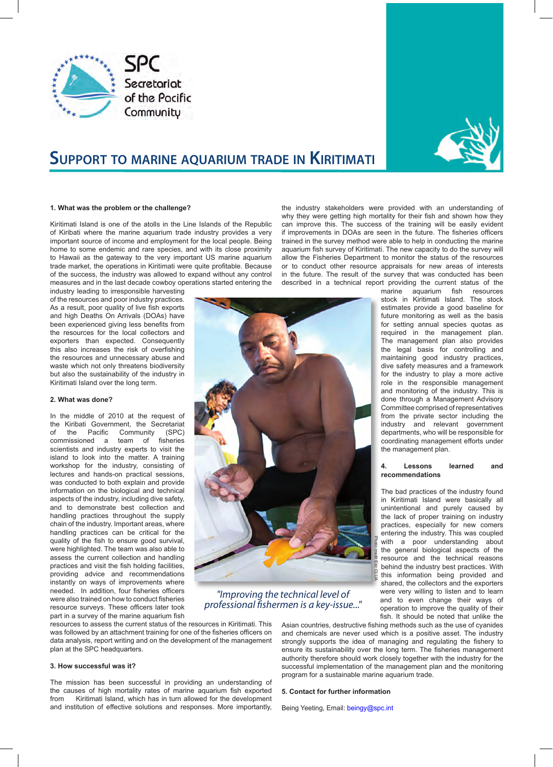# SUPPORT TO MARINE AQUARIUM TRADE IN KIRITIMATI

### 1. What was the problem or the challenge?

Kiritimati Island is one of the atolls in the Line Islands of the Republic of Kiribati where the marine aquarium trade industry provides a very important source of income and employment for the local people. Being home to some endemic and rare species, and with its close proximity to Hawaii as the gateway to the very important US marine aquarium trade market, the operations in Kiritimati were quite profitable. Because of the success, the industry was allowed to expand without any control measures and in the last decade cowboy operations started entering the industry leading to irresponsible harvesting of the resources and poor industry practices. As a result, poor quality of live fish exports and high Deaths On Arrivals (DOAs) have been experienced giving less benefits from the resources for the local collectors and exporters than expected. Consequently this also increases the risk of overfishing the resources and unnecessary abuse and waste which not only threatens biodiversity but also the sustainability of the industry in Kiritimati Island over the long term.

### 2. What was done?

In the middle of 2010 at the request of the Kiribati Government, the Secretariat of the Pacific Community (SPC) commissioned a team of fisheries scientists and industry experts to visit the island to look into the matter. A training workshop for the industry, consisting of lectures and hands-on practical sessions, was conducted to both explain and provide information on the biological and technical aspects of the industry, including dive safety, and to demonstrate best collection and handling practices throughout the supply chain of the industry. Important areas, where handling practices can be critical for the quality of the fish to ensure good survival, were highlighted. The team was also able to assess the current collection and handling practices and visit the fish holding facilities, providing advice and recommendations instantly on ways of improvements where needed. In addition, four fisheries officers were also trained on how to conduct fisheries resource surveys. These officers later took part in a survey of the marine aquarium fish resources to assess the current status of the resources in Kiritimati. This was followed by an attachment training for one of the fisheries officers on data analysis, report writing and on the development of the management plan at the SPC headquarters.

*"Improving the technical level of professional fishermen is a key-issue..."*

### 3. How successful was it?

The mission has been successful in providing an understanding of the causes of high mortality rates of marine aquarium fish exported from Kiritimati Island, which has in turn allowed for the development and institution of effective solutions and responses. More importantly, the industry stakeholders were provided with an understanding of why they were getting high mortality for their fish and shown how they can improve this. The success of the training will be easily evident if improvements in DOAs are seen in the future. The fisheries officers trained in the survey method were able to help in conducting the marine aquarium fish survey of Kiritimati. The new capacity to do the survey will allow the Fisheries Department to monitor the status of the resources or to conduct other resource appraisals for new areas of interests in the future. The result of the survey that was conducted has been described in a technical report providing the current status of the marine aquarium fish resources stock in Kiritimati Island. The stock estimates provide a good baseline for future monitoring as well as the basis for setting annual species quotas as required in the management plan. The management plan also provides the legal basis for controlling and maintaining good industry practices, dive safety measures and a framework for the industry to play a more active role in the responsible management and monitoring of the industry. This is done through a Management Advisory Committee comprised of representatives from the private sector including the industry and relevant government departments, who will be responsible for coordinating management efforts under the management plan.

### 4. Lessons learned and recommendations

The bad practices of the industry found in Kiritimati Island were basically all unintentional and purely caused by the lack of proper training on industry practices, especially for new comers entering the industry. This was coupled with a poor understanding about the general biological aspects of the resource and the technical reasons behind the industry best practices. With this information being provided and shared, the collectors and the exporters were very willing to listen and to learn and to even change their ways of operation to improve the quality of their fish. It should be noted that unlike the Asian countries, destructive fishing methods such as the use of cyanides and chemicals are never used which is a positive asset. The industry strongly supports the idea of managing and regulating the fishery to ensure its sustainability over the long term. The fisheries management authority therefore should work closely together with the industry for the successful implementation of the management plan and the monitoring program for a sustainable marine aquarium trade.

### 5. Contact for further information

Being Yeeting, Email: beingy@spc.int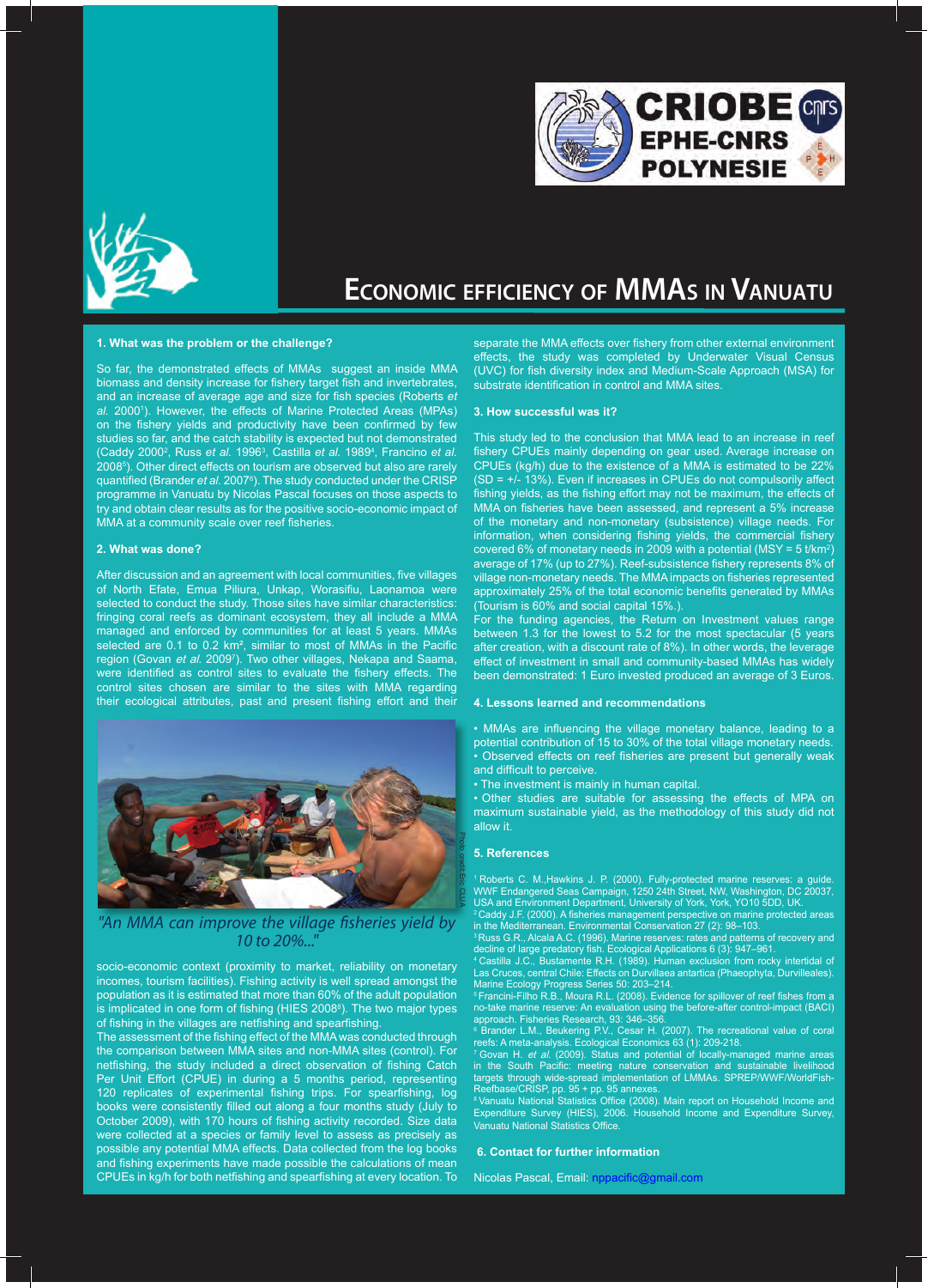CRIOBE EPHE-CNRS POLYNESIE

# Economic efficiency of MMAs in Vanuatu

## 1. What was the problem or the challenge?

So far, the demonstrated effects of MMAs suggest an inside MMA biomass and density increase for fishery target fish and invertebrates, and an increase of average age and size for fish species (Roberts *et al.* 2000[1]). However, the effects of Marine Protected Areas (MPAs) on the fishery yields and productivity have been confirmed by few studies so far, and the catch stability is expected but not demonstrated (Caddy 2000[2], Russ *et al.* 1996[3], Castilla *et al.* 1989[4], Francino *et al.* 2008[5]). Other direct effects on tourism are observed but also are rarely quantified (Brander *et al.* 2007[6]). The study conducted under the CRISP programme in Vanuatu by Nicolas Pascal focuses on those aspects to try and obtain clear results as for the positive socio-economic impact of MMA at a community scale over reef fisheries.

## 2. What was done?

After discussion and an agreement with local communities, five villages of North Efate, Emua Piliura, Unkap, Worasifiu, Laonamoa were selected to conduct the study. Those sites have similar characteristics: fringing coral reefs as dominant ecosystem, they all include a MMA managed and enforced by communities for at least 5 years. MMAs selected are 0.1 to 0.2 km², similar to most of MMAs in the Pacific region (Govan *et al.* 2009[7]). Two other villages, Nekapa and Saama, were identified as control sites to evaluate the fishery effects. The control sites chosen are similar to the sites with MMA regarding their ecological attributes, past and present fishing effort and their socio-economic context (proximity to market, reliability on monetary incomes, tourism facilities). Fishing activity is well spread amongst the population as it is estimated that more than 60% of the adult population is implicated in one form of fishing (HIES 2008[8]). The two major types of fishing in the villages are netfishing and spearfishing.

*"An MMA can improve the village fisheries yield by 10 to 20%..."*

Photo credit: Eric CLUA

The assessment of the fishing effect of the MMA was conducted through the comparison between MMA sites and non-MMA sites (control). For netfishing, the study included a direct observation of fishing Catch Per Unit Effort (CPUE) in during a 5 months period, representing 120 replicates of experimental fishing trips. For spearfishing, log books were consistently filled out along a four months study (July to October 2009), with 170 hours of fishing activity recorded. Size data were collected at a species or family level to assess as precisely as possible any potential MMA effects. Data collected from the log books and fishing experiments have made possible the calculations of mean CPUEs in kg/h for both netfishing and spearfishing at every location. To separate the MMA effects over fishery from other external environment effects, the study was completed by Underwater Visual Census (UVC) for fish diversity index and Medium-Scale Approach (MSA) for substrate identification in control and MMA sites.

## 3. How successful was it?

This study led to the conclusion that MMA lead to an increase in reef fishery CPUEs mainly depending on gear used. Average increase on CPUEs (kg/h) due to the existence of a MMA is estimated to be 22% (SD = +/- 13%). Even if increases in CPUEs do not compulsorily affect fishing yields, as the fishing effort may not be maximum, the effects of MMA on fisheries have been assessed, and represent a 5% increase of the monetary and non-monetary (subsistence) village needs. For information, when considering fishing yields, the commercial fishery covered 6% of monetary needs in 2009 with a potential (MSY = 5 t/km$^2$) average of 17% (up to 27%). Reef-subsistence fishery represents 8% of village non-monetary needs. The MMA impacts on fisheries represented approximately 25% of the total economic benefits generated by MMAs (Tourism is 60% and social capital 15%.).

For the funding agencies, the Return on Investment values range between 1.3 for the lowest to 5.2 for the most spectacular (5 years after creation, with a discount rate of 8%). In other words, the leverage effect of investment in small and community-based MMAs has widely been demonstrated: 1 Euro invested produced an average of 3 Euros.

## 4. Lessons learned and recommendations

- MMAs are influencing the village monetary balance, leading to a potential contribution of 15 to 30% of the total village monetary needs.
- Observed effects on reef fisheries are present but generally weak and difficult to perceive.
- The investment is mainly in human capital.
- Other studies are suitable for assessing the effects of MPA on maximum sustainable yield, as the methodology of this study did not allow it.

## 5. References

[1] Roberts C. M.,Hawkins J. P. (2000). Fully-protected marine reserves: a guide. WWF Endangered Seas Campaign, 1250 24th Street, NW, Washington, DC 20037, USA and Environment Department, University of York, York, YO10 5DD, UK.

[2] Caddy J.F. (2000). A fisheries management perspective on marine protected areas in the Mediterranean. Environmental Conservation 27 (2): 98–103.

[3] Russ G.R., Alcala A.C. (1996). Marine reserves: rates and patterns of recovery and decline of large predatory fish. Ecological Applications 6 (3): 947–961.

[4] Castilla J.C., Bustamente R.H. (1989). Human exclusion from rocky intertidal of Las Cruces, central Chile: Effects on Durvillaea antarctica (Phaeophyta, Durvilleales). Marine Ecology Progress Series 50: 203–214.

[5] Francini-Filho R.B., Moura R.L. (2008). Evidence for spillover of reef fishes from a no-take marine reserve: An evaluation using the before-after control-impact (BACI) approach. Fisheries Research, 93: 346–356.

[6] Brander L.M., Beukering P.V., Cesar H. (2007). The recreational value of coral reefs: A meta-analysis. Ecological Economics 63 (1): 209-218.

[7] Govan H. *et al.* (2009). Status and potential of locally-managed marine areas in the South Pacific: meeting nature conservation and sustainable livelihood targets through wide-spread implementation of LMMAs. SPREP/WWF/WorldFish-Reefbase/CRISP, pp. 95 + pp. 95 annexes.

[8] Vanuatu National Statistics Office (2008). Main report on Household Income and Expenditure Survey (HIES), 2006. Household Income and Expenditure Survey, Vanuatu National Statistics Office.

## 6. Contact for further information

Nicolas Pascal, Email: nppacific@gmail.com